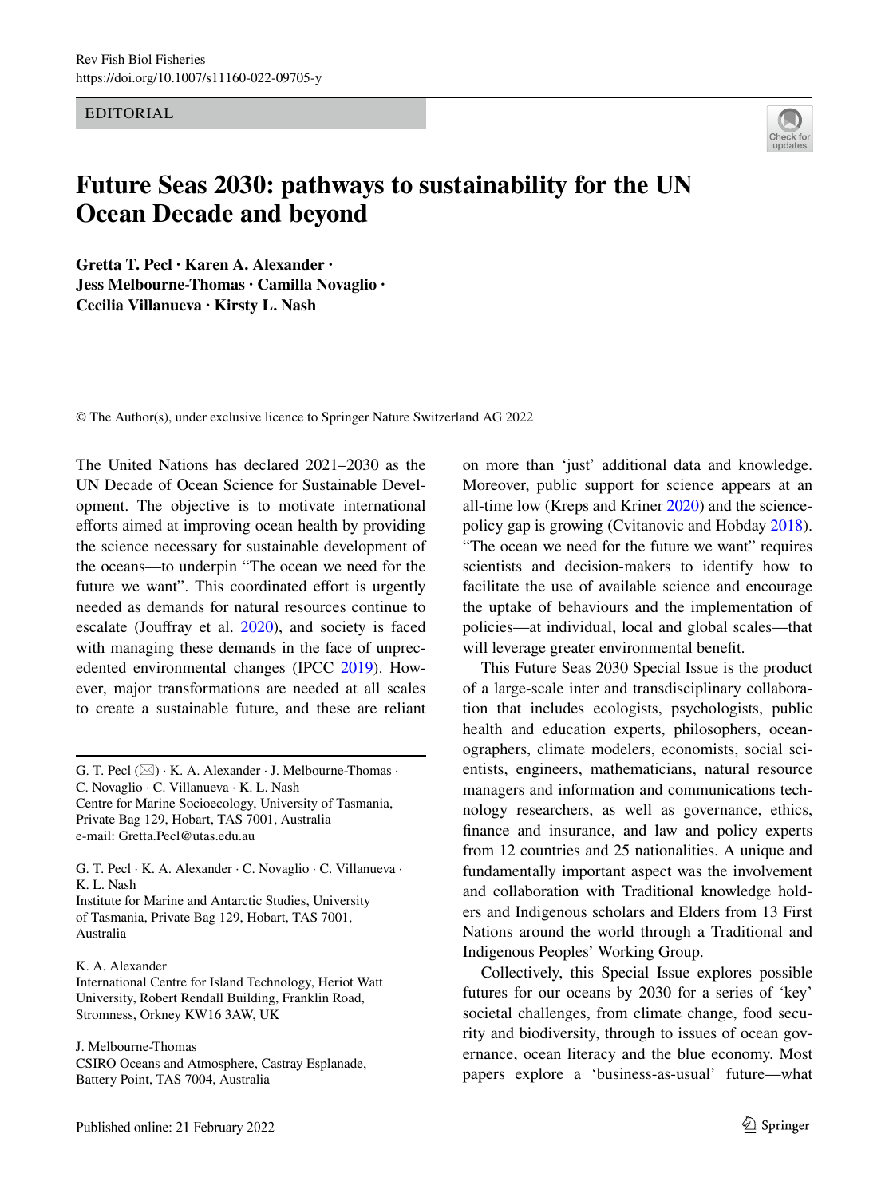EDITORIAL

# Future Seas 2030: pathways to sustainability for the UN Ocean Decade and beyond

**Gretta T. Pecl · Karen A. Alexander · Jess Melbourne-Thomas · Camilla Novaglio · Cecilia Villanueva · Kirsty L. Nash**

© The Author(s), under exclusive licence to Springer Nature Switzerland AG 2022

G. T. Pecl (✉) · K. A. Alexander · J. Melbourne-Thomas · C. Novaglio · C. Villanueva · K. L. Nash
Centre for Marine Socioecology, University of Tasmania, Private Bag 129, Hobart, TAS 7001, Australia
e-mail: Gretta.Pecl@utas.edu.au

G. T. Pecl · K. A. Alexander · C. Novaglio · C. Villanueva · K. L. Nash
Institute for Marine and Antarctic Studies, University of Tasmania, Private Bag 129, Hobart, TAS 7001, Australia

K. A. Alexander
International Centre for Island Technology, Heriot Watt University, Robert Rendall Building, Franklin Road, Stromness, Orkney KW16 3AW, UK

J. Melbourne-Thomas
CSIRO Oceans and Atmosphere, Castray Esplanade, Battery Point, TAS 7004, Australia

The United Nations has declared 2021–2030 as the UN Decade of Ocean Science for Sustainable Development. The objective is to motivate international efforts aimed at improving ocean health by providing the science necessary for sustainable development of the oceans—to underpin "The ocean we need for the future we want". This coordinated effort is urgently needed as demands for natural resources continue to escalate (Jouffray et al. 2020), and society is faced with managing these demands in the face of unprecedented environmental changes (IPCC 2019). However, major transformations are needed at all scales to create a sustainable future, and these are reliant on more than 'just' additional data and knowledge. Moreover, public support for science appears at an all-time low (Kreps and Kriner 2020) and the science-policy gap is growing (Cvitanovic and Hobday 2018). "The ocean we need for the future we want" requires scientists and decision-makers to identify how to facilitate the use of available science and encourage the uptake of behaviours and the implementation of policies—at individual, local and global scales—that will leverage greater environmental benefit.

This Future Seas 2030 Special Issue is the product of a large-scale inter and transdisciplinary collaboration that includes ecologists, psychologists, public health and education experts, philosophers, oceanographers, climate modelers, economists, social scientists, engineers, mathematicians, natural resource managers and information and communications technology researchers, as well as governance, ethics, finance and insurance, and law and policy experts from 12 countries and 25 nationalities. A unique and fundamentally important aspect was the involvement and collaboration with Traditional knowledge holders and Indigenous scholars and Elders from 13 First Nations around the world through a Traditional and Indigenous Peoples' Working Group.

Collectively, this Special Issue explores possible futures for our oceans by 2030 for a series of 'key' societal challenges, from climate change, food security and biodiversity, through to issues of ocean governance, ocean literacy and the blue economy. Most papers explore a 'business-as-usual' future—what

Published online: 21 February 2022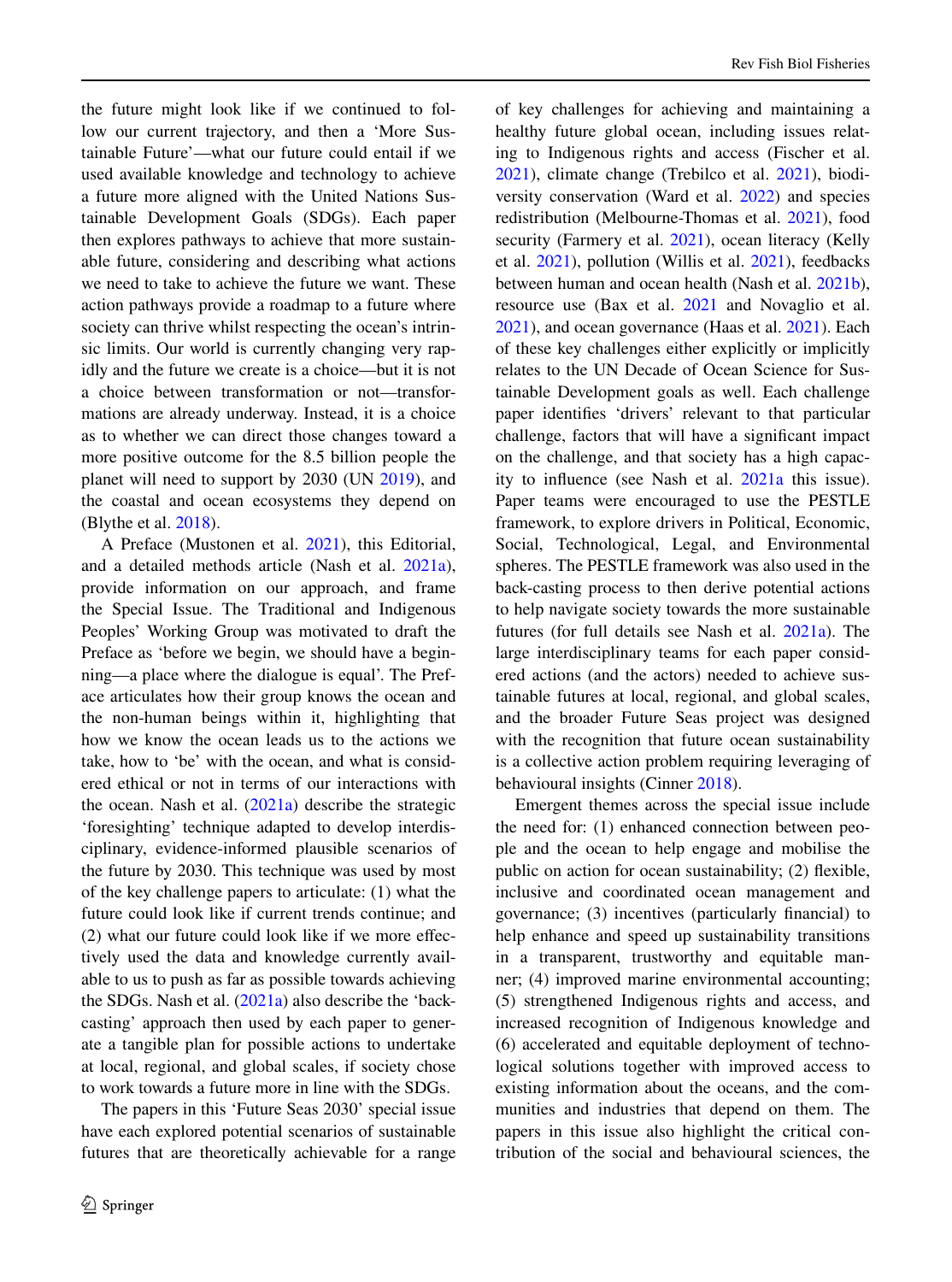the future might look like if we continued to follow our current trajectory, and then a 'More Sustainable Future'—what our future could entail if we used available knowledge and technology to achieve a future more aligned with the United Nations Sustainable Development Goals (SDGs). Each paper then explores pathways to achieve that more sustainable future, considering and describing what actions we need to take to achieve the future we want. These action pathways provide a roadmap to a future where society can thrive whilst respecting the ocean's intrinsic limits. Our world is currently changing very rapidly and the future we create is a choice—but it is not a choice between transformation or not—transformations are already underway. Instead, it is a choice as to whether we can direct those changes toward a more positive outcome for the 8.5 billion people the planet will need to support by 2030 (UN 2019), and the coastal and ocean ecosystems they depend on (Blythe et al. 2018).

A Preface (Mustonen et al. 2021), this Editorial, and a detailed methods article (Nash et al. 2021a), provide information on our approach, and frame the Special Issue. The Traditional and Indigenous Peoples' Working Group was motivated to draft the Preface as 'before we begin, we should have a beginning—a place where the dialogue is equal'. The Preface articulates how their group knows the ocean and the non-human beings within it, highlighting that how we know the ocean leads us to the actions we take, how to 'be' with the ocean, and what is considered ethical or not in terms of our interactions with the ocean. Nash et al. (2021a) describe the strategic 'foresighting' technique adapted to develop interdisciplinary, evidence-informed plausible scenarios of the future by 2030. This technique was used by most of the key challenge papers to articulate: (1) what the future could look like if current trends continue; and (2) what our future could look like if we more effectively used the data and knowledge currently available to us to push as far as possible towards achieving the SDGs. Nash et al. (2021a) also describe the 'back-casting' approach then used by each paper to generate a tangible plan for possible actions to undertake at local, regional, and global scales, if society chose to work towards a future more in line with the SDGs.

The papers in this 'Future Seas 2030' special issue have each explored potential scenarios of sustainable futures that are theoretically achievable for a range of key challenges for achieving and maintaining a healthy future global ocean, including issues relating to Indigenous rights and access (Fischer et al. 2021), climate change (Trebilco et al. 2021), biodiversity conservation (Ward et al. 2022) and species redistribution (Melbourne-Thomas et al. 2021), food security (Farmery et al. 2021), ocean literacy (Kelly et al. 2021), pollution (Willis et al. 2021), feedbacks between human and ocean health (Nash et al. 2021b), resource use (Bax et al. 2021 and Novaglio et al. 2021), and ocean governance (Haas et al. 2021). Each of these key challenges either explicitly or implicitly relates to the UN Decade of Ocean Science for Sustainable Development goals as well. Each challenge paper identifies 'drivers' relevant to that particular challenge, factors that will have a significant impact on the challenge, and that society has a high capacity to influence (see Nash et al. 2021a this issue). Paper teams were encouraged to use the PESTLE framework, to explore drivers in Political, Economic, Social, Technological, Legal, and Environmental spheres. The PESTLE framework was also used in the back-casting process to then derive potential actions to help navigate society towards the more sustainable futures (for full details see Nash et al. 2021a). The large interdisciplinary teams for each paper considered actions (and the actors) needed to achieve sustainable futures at local, regional, and global scales, and the broader Future Seas project was designed with the recognition that future ocean sustainability is a collective action problem requiring leveraging of behavioural insights (Cinner 2018).

Emergent themes across the special issue include the need for: (1) enhanced connection between people and the ocean to help engage and mobilise the public on action for ocean sustainability; (2) flexible, inclusive and coordinated ocean management and governance; (3) incentives (particularly financial) to help enhance and speed up sustainability transitions in a transparent, trustworthy and equitable manner; (4) improved marine environmental accounting; (5) strengthened Indigenous rights and access, and increased recognition of Indigenous knowledge and (6) accelerated and equitable deployment of technological solutions together with improved access to existing information about the oceans, and the communities and industries that depend on them. The papers in this issue also highlight the critical contribution of the social and behavioural sciences, the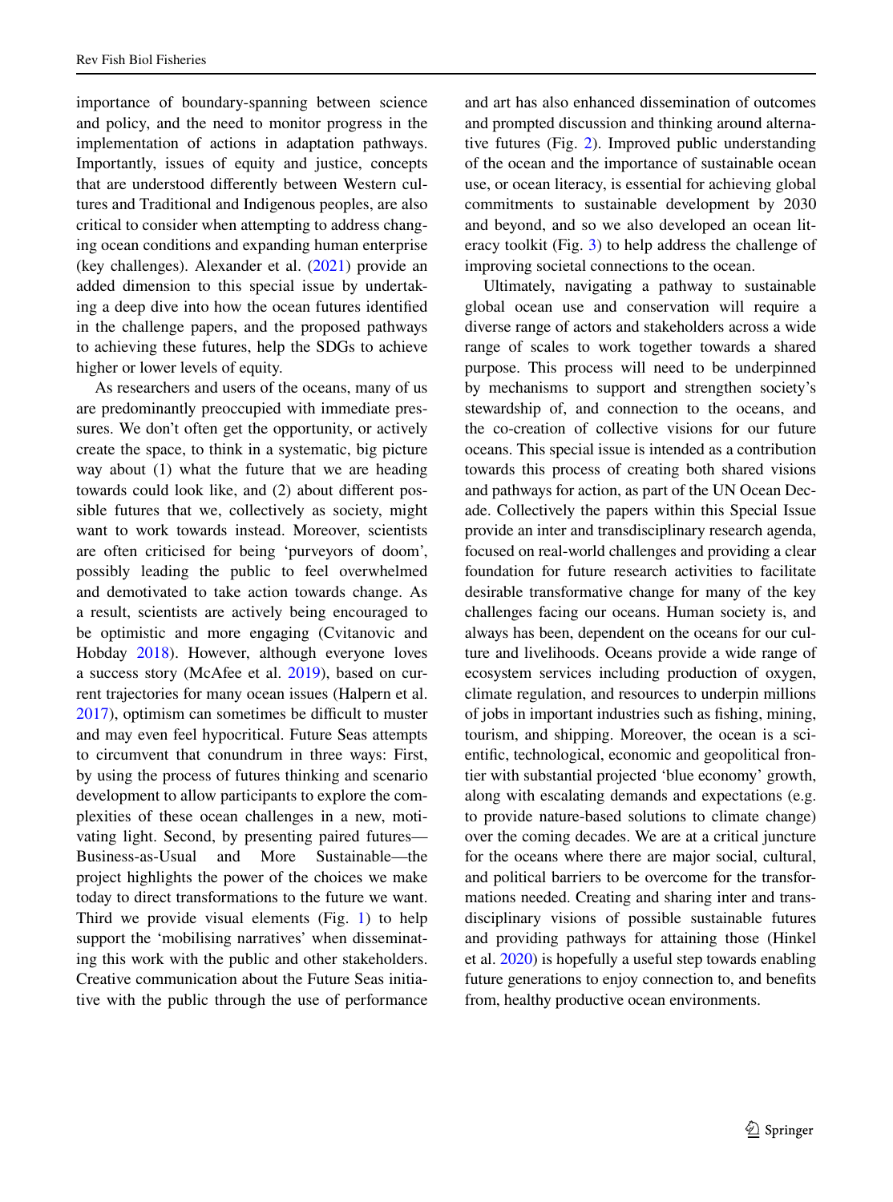importance of boundary-spanning between science and policy, and the need to monitor progress in the implementation of actions in adaptation pathways. Importantly, issues of equity and justice, concepts that are understood differently between Western cultures and Traditional and Indigenous peoples, are also critical to consider when attempting to address changing ocean conditions and expanding human enterprise (key challenges). Alexander et al. (2021) provide an added dimension to this special issue by undertaking a deep dive into how the ocean futures identified in the challenge papers, and the proposed pathways to achieving these futures, help the SDGs to achieve higher or lower levels of equity.

As researchers and users of the oceans, many of us are predominantly preoccupied with immediate pressures. We don't often get the opportunity, or actively create the space, to think in a systematic, big picture way about (1) what the future that we are heading towards could look like, and (2) about different possible futures that we, collectively as society, might want to work towards instead. Moreover, scientists are often criticised for being 'purveyors of doom', possibly leading the public to feel overwhelmed and demotivated to take action towards change. As a result, scientists are actively being encouraged to be optimistic and more engaging (Cvitanovic and Hobday 2018). However, although everyone loves a success story (McAfee et al. 2019), based on current trajectories for many ocean issues (Halpern et al. 2017), optimism can sometimes be difficult to muster and may even feel hypocritical. Future Seas attempts to circumvent that conundrum in three ways: First, by using the process of futures thinking and scenario development to allow participants to explore the complexities of these ocean challenges in a new, motivating light. Second, by presenting paired futures—Business-as-Usual and More Sustainable—the project highlights the power of the choices we make today to direct transformations to the future we want. Third we provide visual elements (Fig. 1) to help support the 'mobilising narratives' when disseminating this work with the public and other stakeholders. Creative communication about the Future Seas initiative with the public through the use of performance and art has also enhanced dissemination of outcomes and prompted discussion and thinking around alternative futures (Fig. 2). Improved public understanding of the ocean and the importance of sustainable ocean use, or ocean literacy, is essential for achieving global commitments to sustainable development by 2030 and beyond, and so we also developed an ocean literacy toolkit (Fig. 3) to help address the challenge of improving societal connections to the ocean.

Ultimately, navigating a pathway to sustainable global ocean use and conservation will require a diverse range of actors and stakeholders across a wide range of scales to work together towards a shared purpose. This process will need to be underpinned by mechanisms to support and strengthen society's stewardship of, and connection to the oceans, and the co-creation of collective visions for our future oceans. This special issue is intended as a contribution towards this process of creating both shared visions and pathways for action, as part of the UN Ocean Decade. Collectively the papers within this Special Issue provide an inter and transdisciplinary research agenda, focused on real-world challenges and providing a clear foundation for future research activities to facilitate desirable transformative change for many of the key challenges facing our oceans. Human society is, and always has been, dependent on the oceans for our culture and livelihoods. Oceans provide a wide range of ecosystem services including production of oxygen, climate regulation, and resources to underpin millions of jobs in important industries such as fishing, mining, tourism, and shipping. Moreover, the ocean is a scientific, technological, economic and geopolitical frontier with substantial projected 'blue economy' growth, along with escalating demands and expectations (e.g. to provide nature-based solutions to climate change) over the coming decades. We are at a critical juncture for the oceans where there are major social, cultural, and political barriers to be overcome for the transformations needed. Creating and sharing inter and transdisciplinary visions of possible sustainable futures and providing pathways for attaining those (Hinkel et al. 2020) is hopefully a useful step towards enabling future generations to enjoy connection to, and benefits from, healthy productive ocean environments.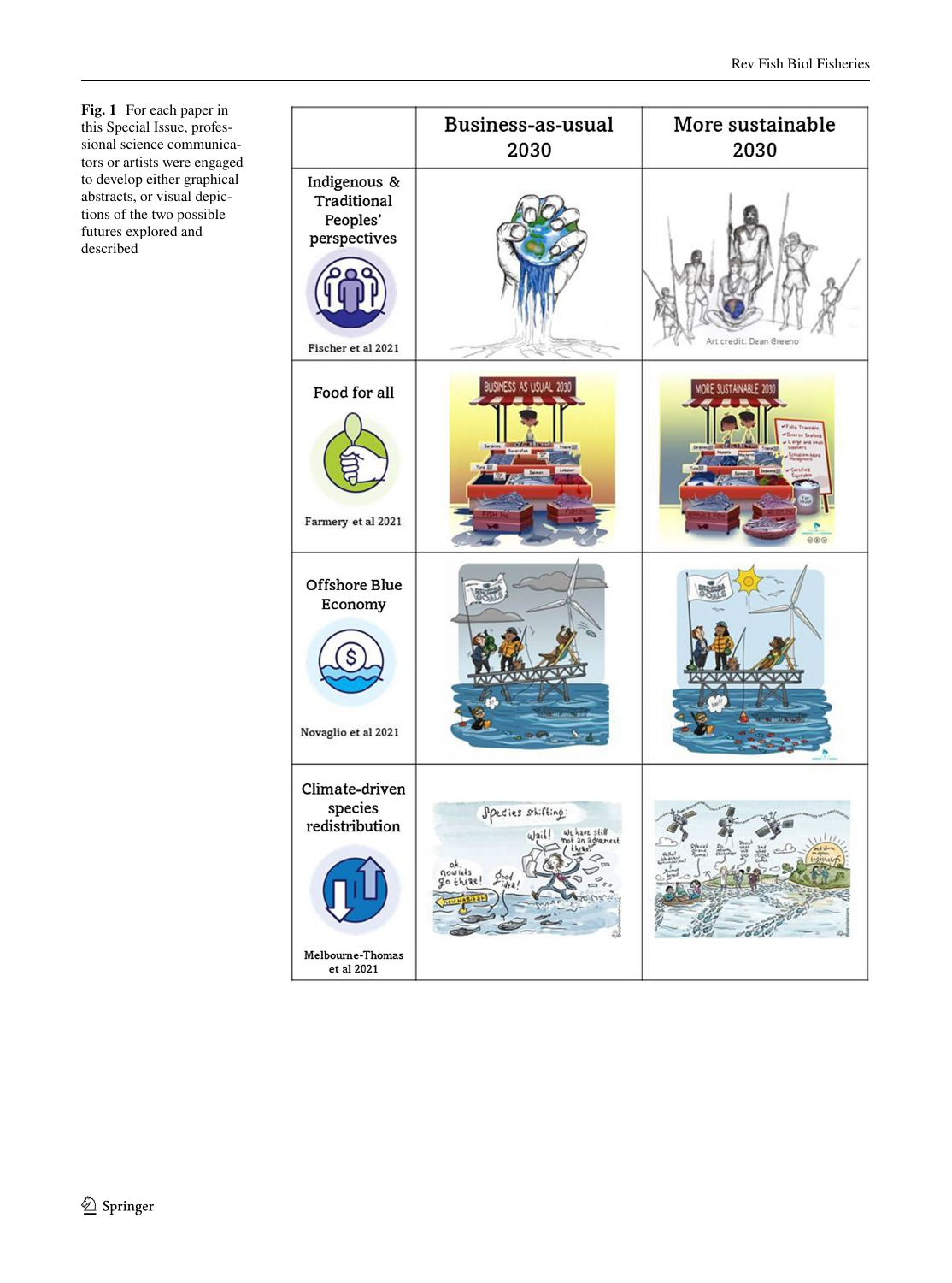**Fig. 1** For each paper in this Special Issue, professional science communicators or artists were engaged to develop either graphical abstracts, or visual depictions of the two possible futures explored and described

| | Business-as-usual 2030 | More sustainable 2030 |
|---|---|---|
| Indigenous & Traditional Peoples' perspectives<br>Fischer et al 2021 | | Art credit: Dean Greeno |
| Food for all<br>Farmery et al 2021 | | |
| Offshore Blue Economy<br>Novaglio et al 2021 | | |
| Climate-driven species redistribution<br>Melbourne-Thomas et al 2021 | | |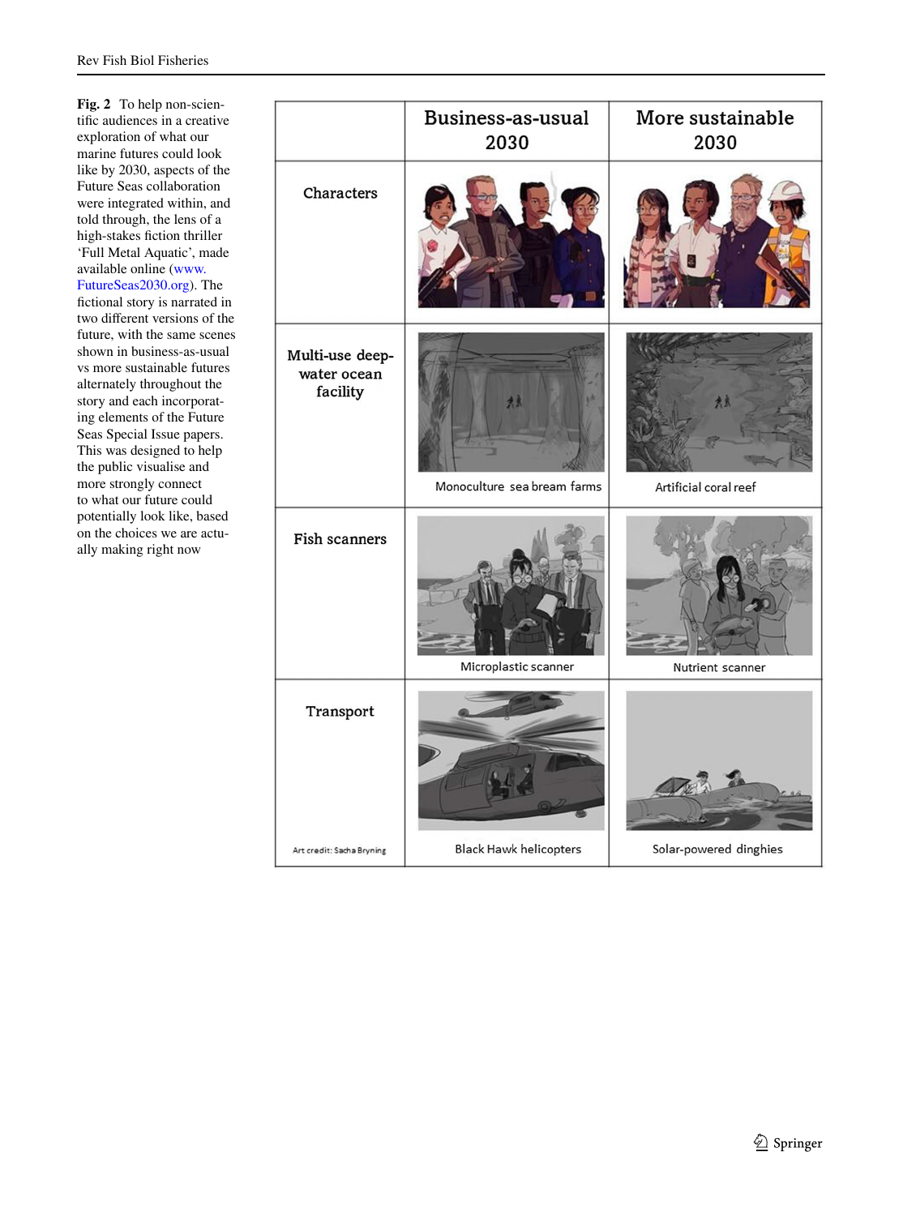**Fig. 2** To help non-scientific audiences in a creative exploration of what our marine futures could look like by 2030, aspects of the Future Seas collaboration were integrated within, and told through, the lens of a high-stakes fiction thriller 'Full Metal Aquatic', made available online (www.FutureSeas2030.org). The fictional story is narrated in two different versions of the future, with the same scenes shown in business-as-usual vs more sustainable futures alternately throughout the story and each incorporating elements of the Future Seas Special Issue papers. This was designed to help the public visualise and more strongly connect to what our future could potentially look like, based on the choices we are actually making right now

| | Business-as-usual 2030 | More sustainable 2030 |
|---|---|---|
| Characters | | |
| Multi-use deep-water ocean facility | Monoculture sea bream farms | Artificial coral reef |
| Fish scanners | Microplastic scanner | Nutrient scanner |
| Transport | Black Hawk helicopters | Solar-powered dinghies |

Art credit: Sacha Bryning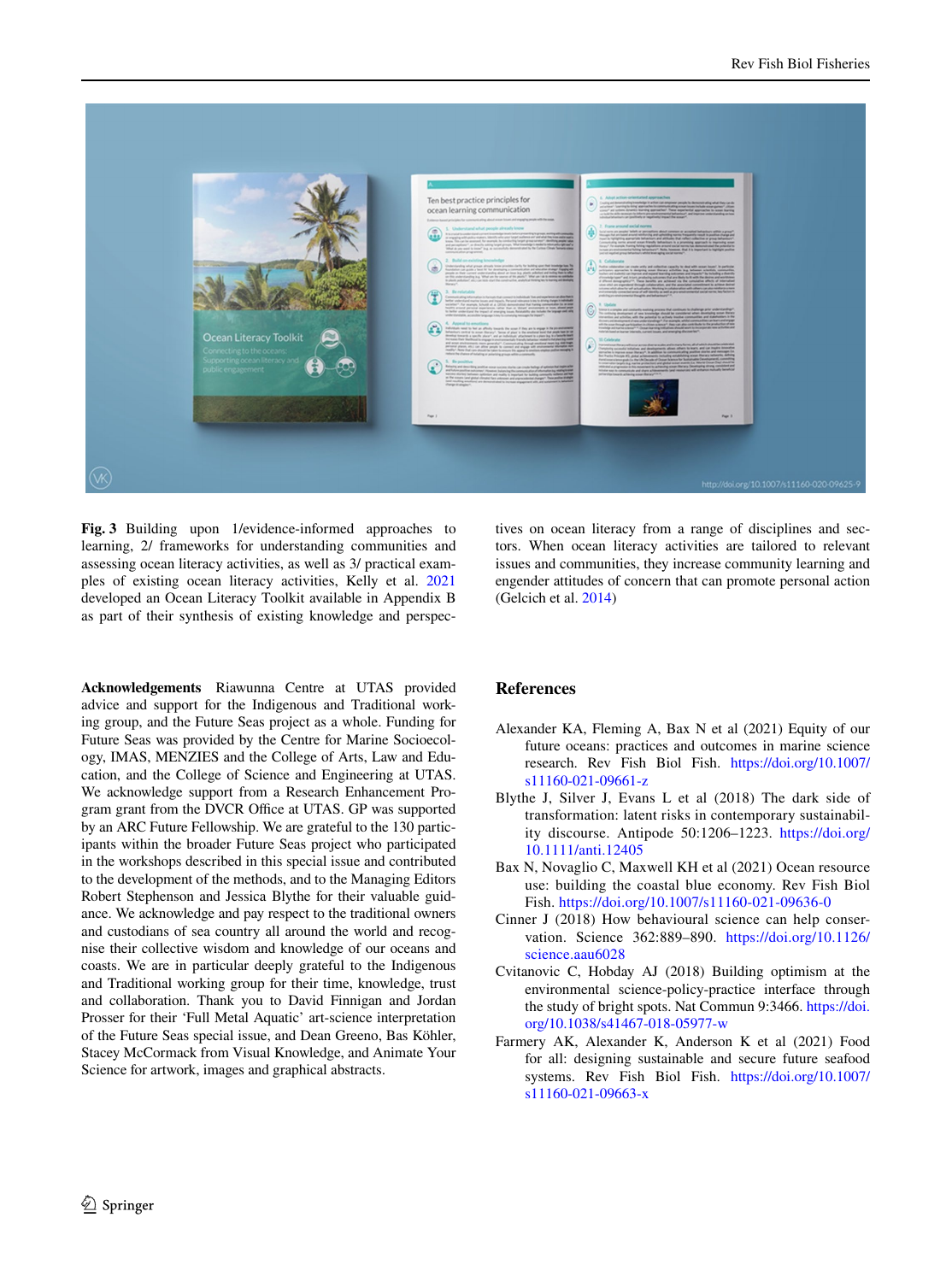**Fig. 3** Building upon 1/evidence-informed approaches to learning, 2/ frameworks for understanding communities and assessing ocean literacy activities, as well as 3/ practical examples of existing ocean literacy activities, Kelly et al. 2021 developed an Ocean Literacy Toolkit available in Appendix B as part of their synthesis of existing knowledge and perspectives on ocean literacy from a range of disciplines and sectors. When ocean literacy activities are tailored to relevant issues and communities, they increase community learning and engender attitudes of concern that can promote personal action (Gelcich et al. 2014)

**Acknowledgements** Riawunna Centre at UTAS provided advice and support for the Indigenous and Traditional working group, and the Future Seas project as a whole. Funding for Future Seas was provided by the Centre for Marine Socioecology, IMAS, MENZIES and the College of Arts, Law and Education, and the College of Science and Engineering at UTAS. We acknowledge support from a Research Enhancement Program grant from the DVCR Office at UTAS. GP was supported by an ARC Future Fellowship. We are grateful to the 130 participants within the broader Future Seas project who participated in the workshops described in this special issue and contributed to the development of the methods, and to the Managing Editors Robert Stephenson and Jessica Blythe for their valuable guidance. We acknowledge and pay respect to the traditional owners and custodians of sea country all around the world and recognise their collective wisdom and knowledge of our oceans and coasts. We are in particular deeply grateful to the Indigenous and Traditional working group for their time, knowledge, trust and collaboration. Thank you to David Finnigan and Jordan Prosser for their 'Full Metal Aquatic' art-science interpretation of the Future Seas special issue, and Dean Greeno, Bas Köhler, Stacey McCormack from Visual Knowledge, and Animate Your Science for artwork, images and graphical abstracts.

## References

Alexander KA, Fleming A, Bax N et al (2021) Equity of our future oceans: practices and outcomes in marine science research. Rev Fish Biol Fish. https://doi.org/10.1007/s11160-021-09661-z

Blythe J, Silver J, Evans L et al (2018) The dark side of transformation: latent risks in contemporary sustainability discourse. Antipode 50:1206–1223. https://doi.org/10.1111/anti.12405

Bax N, Novaglio C, Maxwell KH et al (2021) Ocean resource use: building the coastal blue economy. Rev Fish Biol Fish. https://doi.org/10.1007/s11160-021-09636-0

Cinner J (2018) How behavioural science can help conservation. Science 362:889–890. https://doi.org/10.1126/science.aau6028

Cvitanovic C, Hobday AJ (2018) Building optimism at the environmental science-policy-practice interface through the study of bright spots. Nat Commun 9:3466. https://doi.org/10.1038/s41467-018-05977-w

Farmery AK, Alexander K, Anderson K et al (2021) Food for all: designing sustainable and secure future seafood systems. Rev Fish Biol Fish. https://doi.org/10.1007/s11160-021-09663-x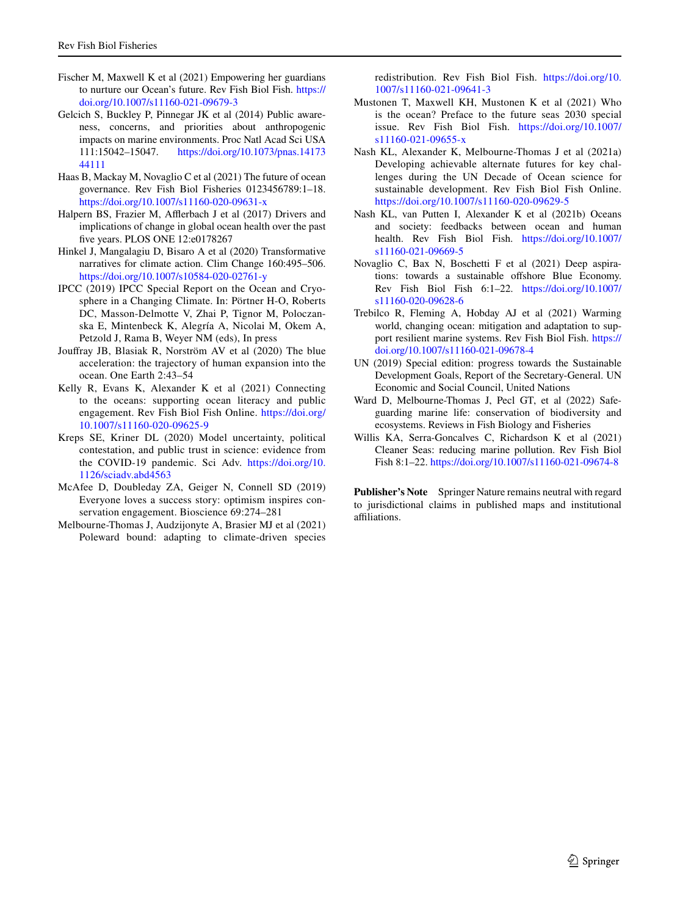Fischer M, Maxwell K et al (2021) Empowering her guardians to nurture our Ocean's future. Rev Fish Biol Fish. https://doi.org/10.1007/s11160-021-09679-3

Gelcich S, Buckley P, Pinnegar JK et al (2014) Public awareness, concerns, and priorities about anthropogenic impacts on marine environments. Proc Natl Acad Sci USA 111:15042–15047. https://doi.org/10.1073/pnas.1417344111

Haas B, Mackay M, Novaglio C et al (2021) The future of ocean governance. Rev Fish Biol Fisheries 0123456789:1–18. https://doi.org/10.1007/s11160-020-09631-x

Halpern BS, Frazier M, Afflerbach J et al (2017) Drivers and implications of change in global ocean health over the past five years. PLOS ONE 12:e0178267

Hinkel J, Mangalagiu D, Bisaro A et al (2020) Transformative narratives for climate action. Clim Change 160:495–506. https://doi.org/10.1007/s10584-020-02761-y

IPCC (2019) IPCC Special Report on the Ocean and Cryosphere in a Changing Climate. In: Pörtner H-O, Roberts DC, Masson-Delmotte V, Zhai P, Tignor M, Poloczanska E, Mintenbeck K, Alegría A, Nicolai M, Okem A, Petzold J, Rama B, Weyer NM (eds), In press

Jouffray JB, Blasiak R, Norström AV et al (2020) The blue acceleration: the trajectory of human expansion into the ocean. One Earth 2:43–54

Kelly R, Evans K, Alexander K et al (2021) Connecting to the oceans: supporting ocean literacy and public engagement. Rev Fish Biol Fish Online. https://doi.org/10.1007/s11160-020-09625-9

Kreps SE, Kriner DL (2020) Model uncertainty, political contestation, and public trust in science: evidence from the COVID-19 pandemic. Sci Adv. https://doi.org/10.1126/sciadv.abd4563

McAfee D, Doubleday ZA, Geiger N, Connell SD (2019) Everyone loves a success story: optimism inspires conservation engagement. Bioscience 69:274–281

Melbourne-Thomas J, Audzijonyte A, Brasier MJ et al (2021) Poleward bound: adapting to climate-driven species redistribution. Rev Fish Biol Fish. https://doi.org/10.1007/s11160-021-09641-3

Mustonen T, Maxwell KH, Mustonen K et al (2021) Who is the ocean? Preface to the future seas 2030 special issue. Rev Fish Biol Fish. https://doi.org/10.1007/s11160-021-09655-x

Nash KL, Alexander K, Melbourne-Thomas J et al (2021a) Developing achievable alternate futures for key challenges during the UN Decade of Ocean science for sustainable development. Rev Fish Biol Fish Online. https://doi.org/10.1007/s11160-020-09629-5

Nash KL, van Putten I, Alexander K et al (2021b) Oceans and society: feedbacks between ocean and human health. Rev Fish Biol Fish. https://doi.org/10.1007/s11160-021-09669-5

Novaglio C, Bax N, Boschetti F et al (2021) Deep aspirations: towards a sustainable offshore Blue Economy. Rev Fish Biol Fish 6:1–22. https://doi.org/10.1007/s11160-020-09628-6

Trebilco R, Fleming A, Hobday AJ et al (2021) Warming world, changing ocean: mitigation and adaptation to support resilient marine systems. Rev Fish Biol Fish. https://doi.org/10.1007/s11160-021-09678-4

UN (2019) Special edition: progress towards the Sustainable Development Goals, Report of the Secretary-General. UN Economic and Social Council, United Nations

Ward D, Melbourne-Thomas J, Pecl GT, et al (2022) Safeguarding marine life: conservation of biodiversity and ecosystems. Reviews in Fish Biology and Fisheries

Willis KA, Serra-Goncalves C, Richardson K et al (2021) Cleaner Seas: reducing marine pollution. Rev Fish Biol Fish 8:1–22. https://doi.org/10.1007/s11160-021-09674-8

**Publisher's Note** Springer Nature remains neutral with regard to jurisdictional claims in published maps and institutional affiliations.